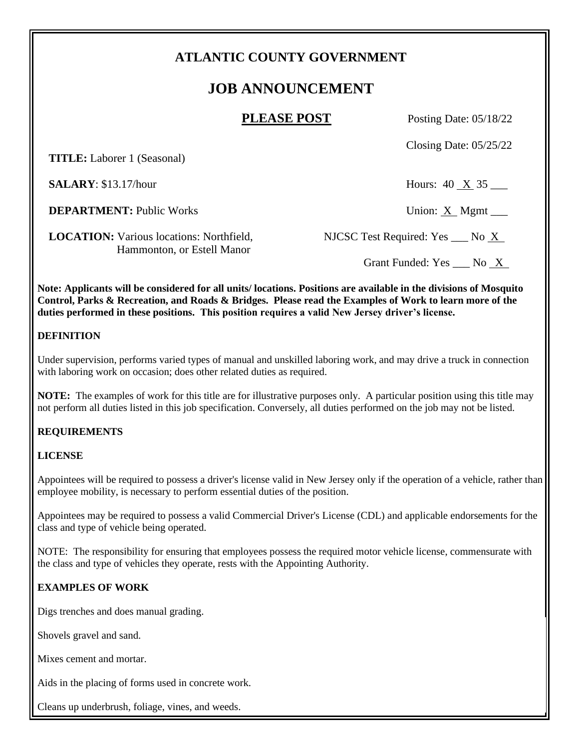# ATLANTIC COUNTY GOVERNMENT

## JOB ANNOUNCEMENT

**PLEASE POST**

Posting Date: 05/18/22

Closing Date: 05/25/22

**TITLE:** Laborer 1 (Seasonal)

**SALARY**: $13.17/hour

Hours: 40 _X_ 35 ___

**DEPARTMENT:** Public Works

Union: _X_ Mgmt ___

**LOCATION:** Various locations: Northfield, Hammonton, or Estell Manor

NJCSC Test Required: Yes ___ No _X_

Grant Funded: Yes ___ No _X_

**Note: Applicants will be considered for all units/ locations. Positions are available in the divisions of Mosquito Control, Parks & Recreation, and Roads & Bridges. Please read the Examples of Work to learn more of the duties performed in these positions. This position requires a valid New Jersey driver's license.**

**DEFINITION**

Under supervision, performs varied types of manual and unskilled laboring work, and may drive a truck in connection with laboring work on occasion; does other related duties as required.

**NOTE:** The examples of work for this title are for illustrative purposes only. A particular position using this title may not perform all duties listed in this job specification. Conversely, all duties performed on the job may not be listed.

**REQUIREMENTS**

**LICENSE**

Appointees will be required to possess a driver's license valid in New Jersey only if the operation of a vehicle, rather than employee mobility, is necessary to perform essential duties of the position.

Appointees may be required to possess a valid Commercial Driver's License (CDL) and applicable endorsements for the class and type of vehicle being operated.

NOTE: The responsibility for ensuring that employees possess the required motor vehicle license, commensurate with the class and type of vehicles they operate, rests with the Appointing Authority.

**EXAMPLES OF WORK**

Digs trenches and does manual grading.

Shovels gravel and sand.

Mixes cement and mortar.

Aids in the placing of forms used in concrete work.

Cleans up underbrush, foliage, vines, and weeds.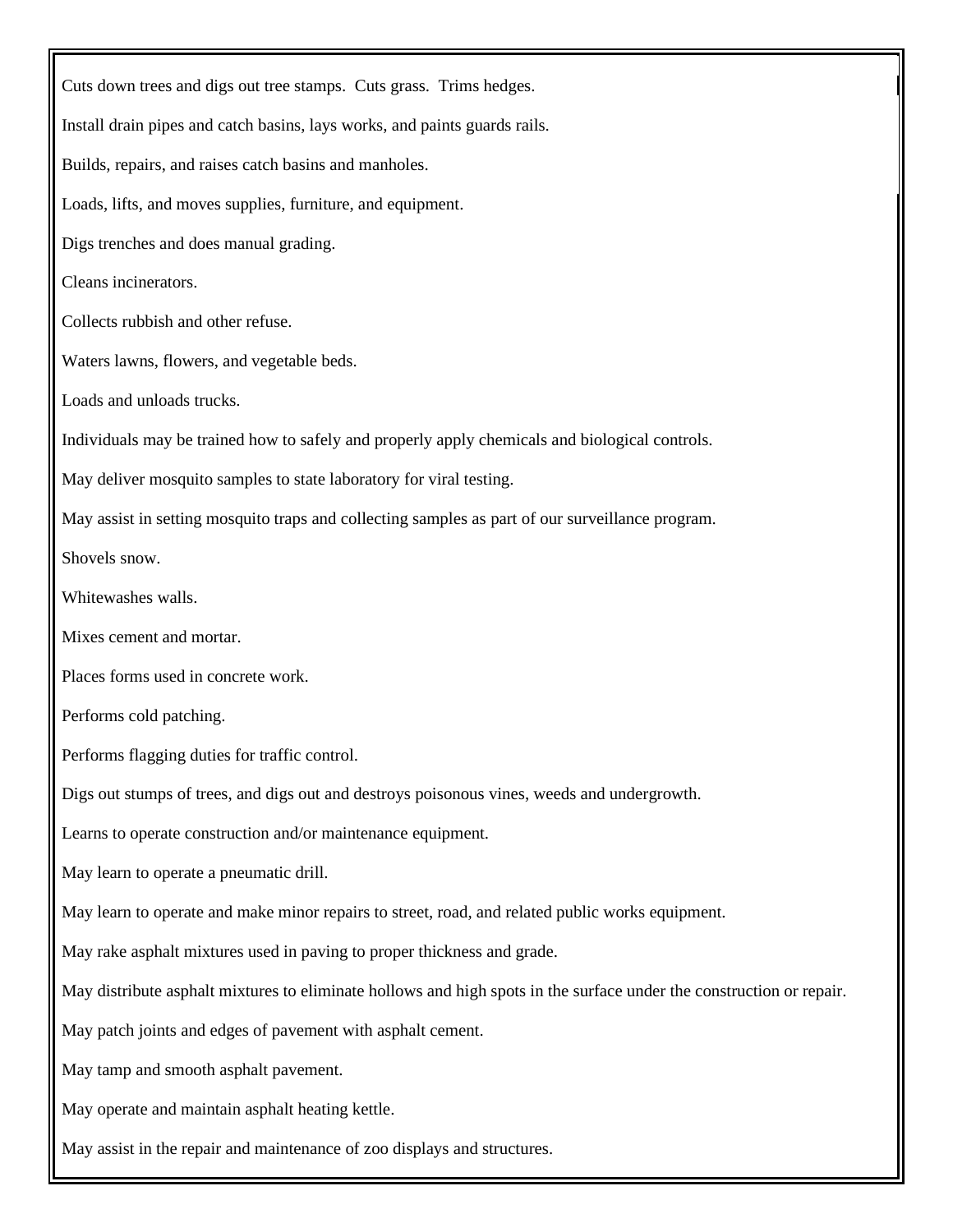Cuts down trees and digs out tree stamps.  Cuts grass.  Trims hedges.

Install drain pipes and catch basins, lays works, and paints guards rails.

Builds, repairs, and raises catch basins and manholes.

Loads, lifts, and moves supplies, furniture, and equipment.

Digs trenches and does manual grading.

Cleans incinerators.

Collects rubbish and other refuse.

Waters lawns, flowers, and vegetable beds.

Loads and unloads trucks.

Individuals may be trained how to safely and properly apply chemicals and biological controls.

May deliver mosquito samples to state laboratory for viral testing.

May assist in setting mosquito traps and collecting samples as part of our surveillance program.

Shovels snow.

Whitewashes walls.

Mixes cement and mortar.

Places forms used in concrete work.

Performs cold patching.

Performs flagging duties for traffic control.

Digs out stumps of trees, and digs out and destroys poisonous vines, weeds and undergrowth.

Learns to operate construction and/or maintenance equipment.

May learn to operate a pneumatic drill.

May learn to operate and make minor repairs to street, road, and related public works equipment.

May rake asphalt mixtures used in paving to proper thickness and grade.

May distribute asphalt mixtures to eliminate hollows and high spots in the surface under the construction or repair.

May patch joints and edges of pavement with asphalt cement.

May tamp and smooth asphalt pavement.

May operate and maintain asphalt heating kettle.

May assist in the repair and maintenance of zoo displays and structures.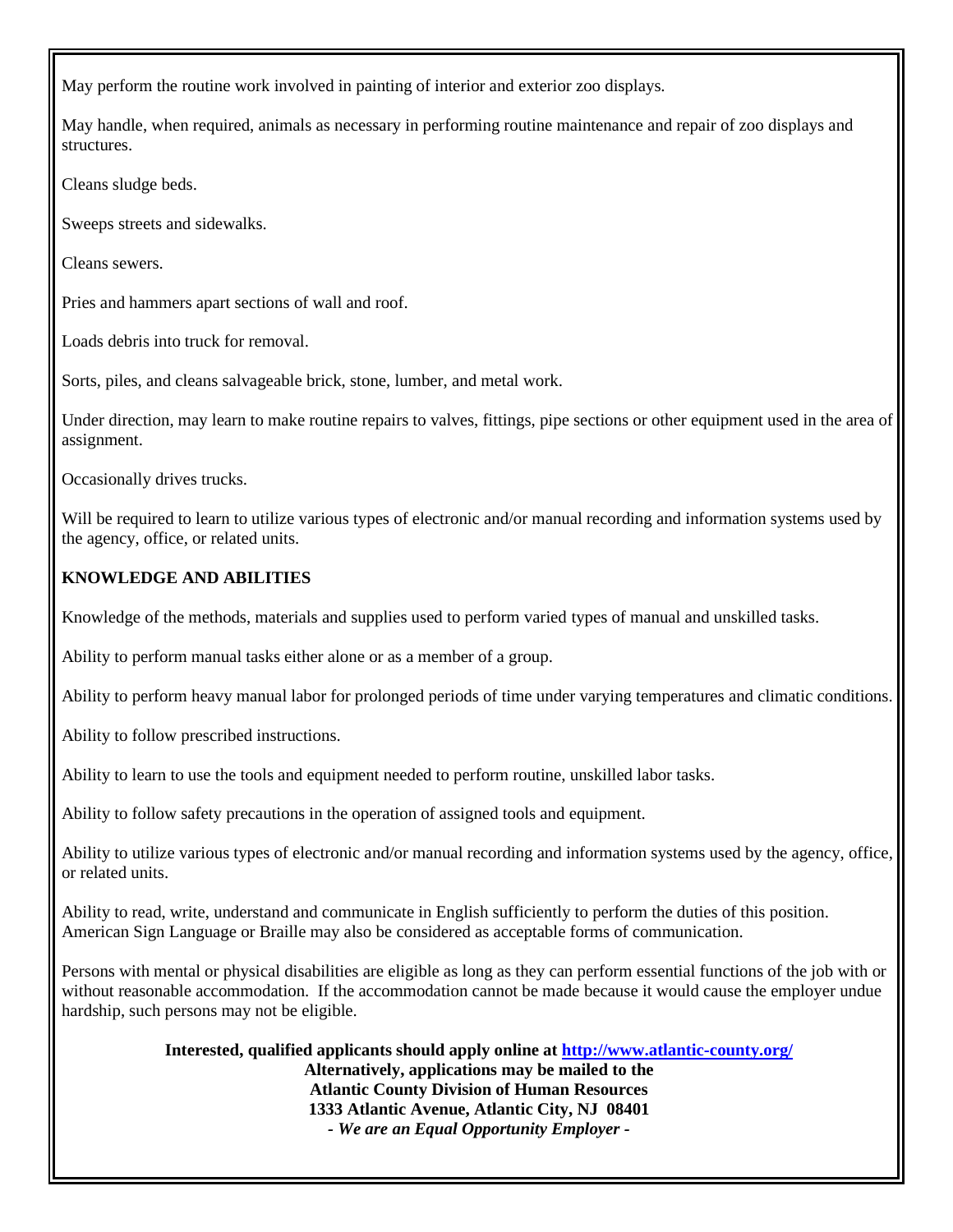May perform the routine work involved in painting of interior and exterior zoo displays.

May handle, when required, animals as necessary in performing routine maintenance and repair of zoo displays and structures.

Cleans sludge beds.

Sweeps streets and sidewalks.

Cleans sewers.

Pries and hammers apart sections of wall and roof.

Loads debris into truck for removal.

Sorts, piles, and cleans salvageable brick, stone, lumber, and metal work.

Under direction, may learn to make routine repairs to valves, fittings, pipe sections or other equipment used in the area of assignment.

Occasionally drives trucks.

Will be required to learn to utilize various types of electronic and/or manual recording and information systems used by the agency, office, or related units.

**KNOWLEDGE AND ABILITIES**

Knowledge of the methods, materials and supplies used to perform varied types of manual and unskilled tasks.

Ability to perform manual tasks either alone or as a member of a group.

Ability to perform heavy manual labor for prolonged periods of time under varying temperatures and climatic conditions.

Ability to follow prescribed instructions.

Ability to learn to use the tools and equipment needed to perform routine, unskilled labor tasks.

Ability to follow safety precautions in the operation of assigned tools and equipment.

Ability to utilize various types of electronic and/or manual recording and information systems used by the agency, office, or related units.

Ability to read, write, understand and communicate in English sufficiently to perform the duties of this position. American Sign Language or Braille may also be considered as acceptable forms of communication.

Persons with mental or physical disabilities are eligible as long as they can perform essential functions of the job with or without reasonable accommodation. If the accommodation cannot be made because it would cause the employer undue hardship, such persons may not be eligible.

**Interested, qualified applicants should apply online at [http://www.atlantic-county.org/](http://www.atlantic-county.org/)**
**Alternatively, applications may be mailed to the**
**Atlantic County Division of Human Resources**
**1333 Atlantic Avenue, Atlantic City, NJ 08401**
***- We are an Equal Opportunity Employer -***